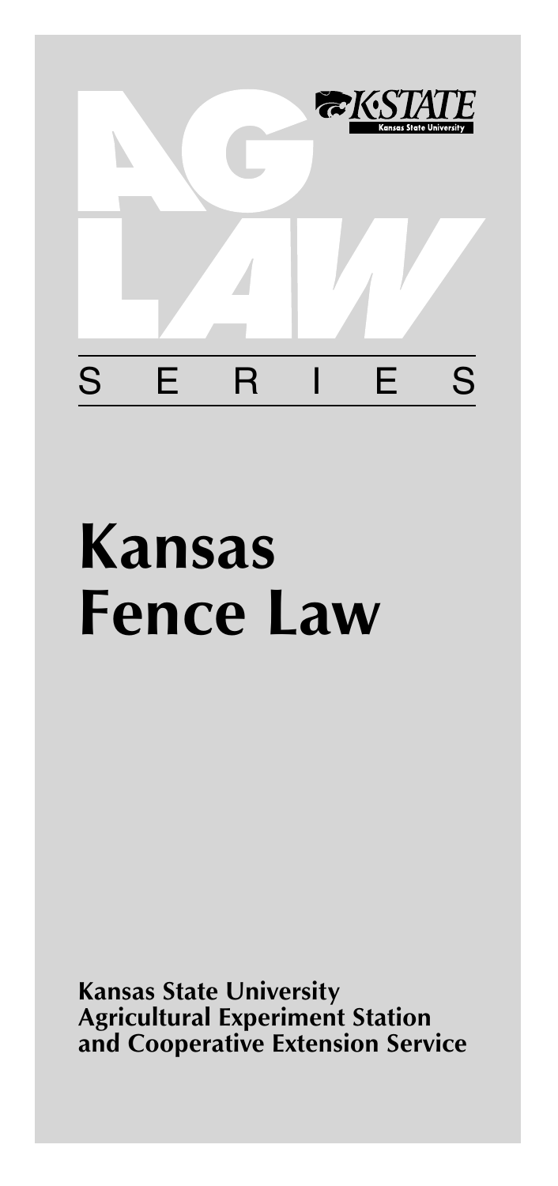K-STATE
Kansas State University

AG LAW

SERIES

# Kansas Fence Law

**Kansas State University**
**Agricultural Experiment Station**
**and Cooperative Extension Service**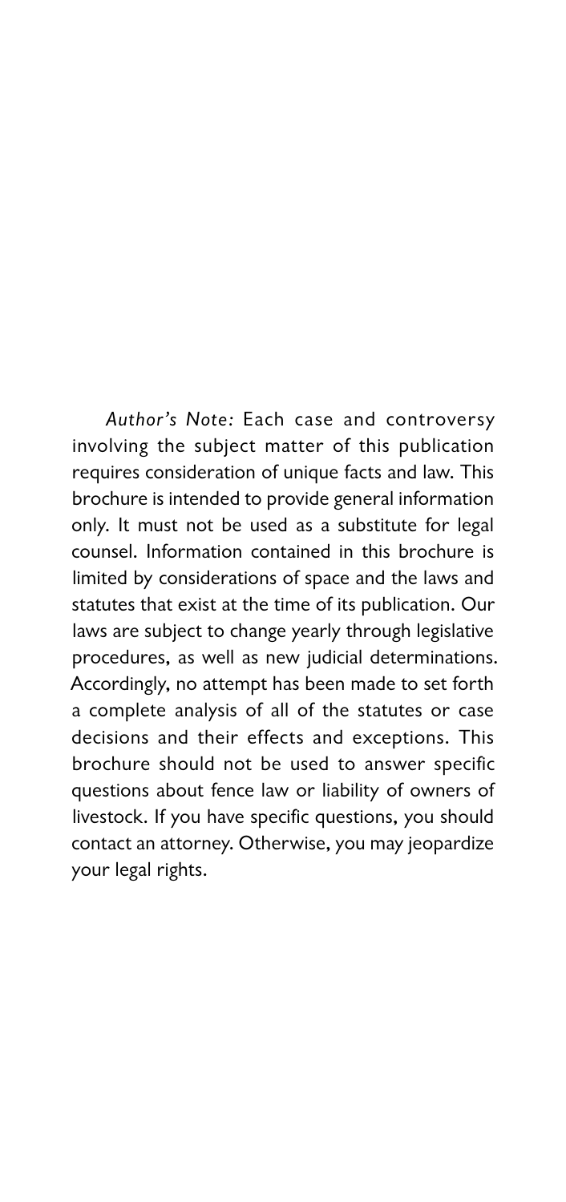*Author's Note:* Each case and controversy involving the subject matter of this publication requires consideration of unique facts and law. This brochure is intended to provide general information only. It must not be used as a substitute for legal counsel. Information contained in this brochure is limited by considerations of space and the laws and statutes that exist at the time of its publication. Our laws are subject to change yearly through legislative procedures, as well as new judicial determinations. Accordingly, no attempt has been made to set forth a complete analysis of all of the statutes or case decisions and their effects and exceptions. This brochure should not be used to answer specific questions about fence law or liability of owners of livestock. If you have specific questions, you should contact an attorney. Otherwise, you may jeopardize your legal rights.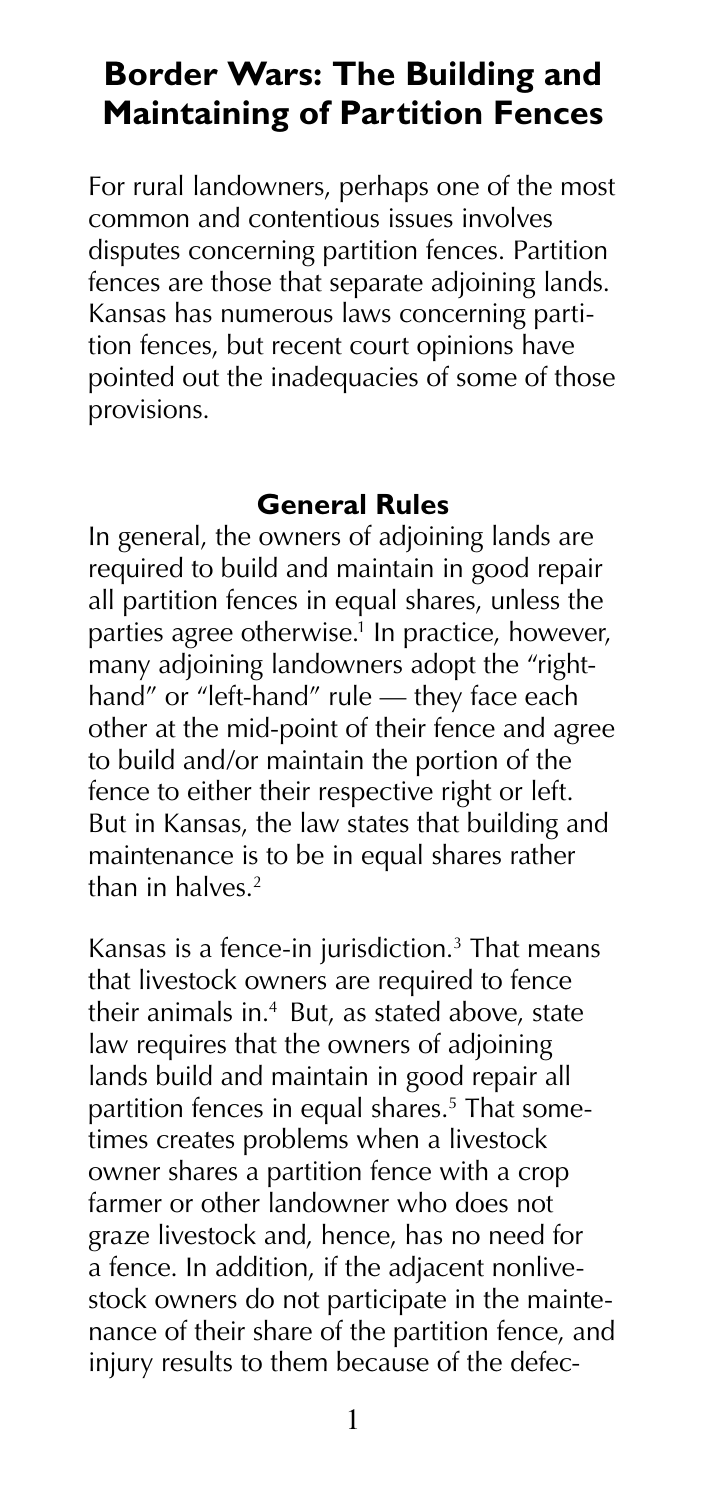# Border Wars: The Building and Maintaining of Partition Fences

For rural landowners, perhaps one of the most common and contentious issues involves disputes concerning partition fences. Partition fences are those that separate adjoining lands. Kansas has numerous laws concerning partition fences, but recent court opinions have pointed out the inadequacies of some of those provisions.

## General Rules

In general, the owners of adjoining lands are required to build and maintain in good repair all partition fences in equal shares, unless the parties agree otherwise.[1] In practice, however, many adjoining landowners adopt the "right-hand" or "left-hand" rule — they face each other at the mid-point of their fence and agree to build and/or maintain the portion of the fence to either their respective right or left. But in Kansas, the law states that building and maintenance is to be in equal shares rather than in halves.[2]

Kansas is a fence-in jurisdiction.[3] That means that livestock owners are required to fence their animals in.[4] But, as stated above, state law requires that the owners of adjoining lands build and maintain in good repair all partition fences in equal shares.[5] That sometimes creates problems when a livestock owner shares a partition fence with a crop farmer or other landowner who does not graze livestock and, hence, has no need for a fence. In addition, if the adjacent nonlivestock owners do not participate in the maintenance of their share of the partition fence, and injury results to them because of the defec-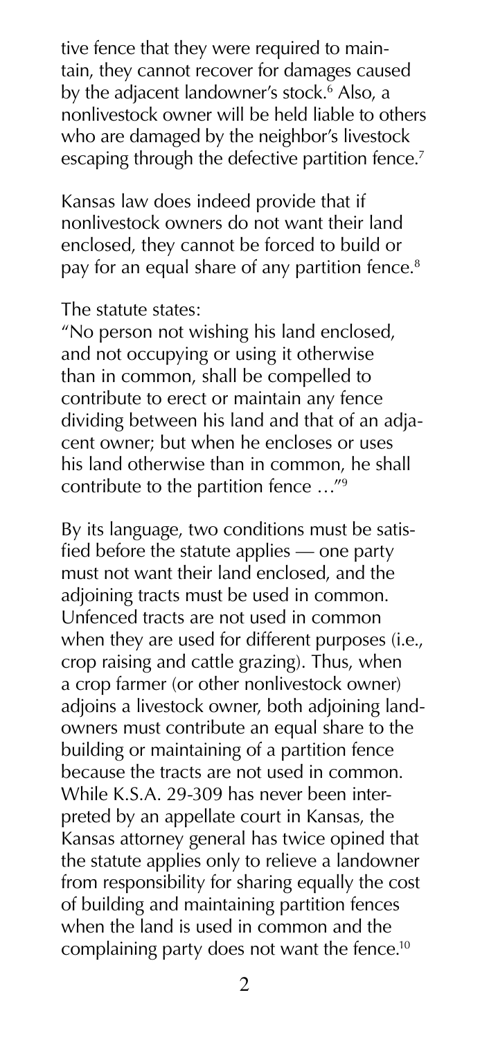tive fence that they were required to maintain, they cannot recover for damages caused by the adjacent landowner's stock.[6] Also, a nonlivestock owner will be held liable to others who are damaged by the neighbor's livestock escaping through the defective partition fence.[7]

Kansas law does indeed provide that if nonlivestock owners do not want their land enclosed, they cannot be forced to build or pay for an equal share of any partition fence.[8]

The statute states:

"No person not wishing his land enclosed, and not occupying or using it otherwise than in common, shall be compelled to contribute to erect or maintain any fence dividing between his land and that of an adjacent owner; but when he encloses or uses his land otherwise than in common, he shall contribute to the partition fence …"[9]

By its language, two conditions must be satisfied before the statute applies — one party must not want their land enclosed, and the adjoining tracts must be used in common. Unfenced tracts are not used in common when they are used for different purposes (i.e., crop raising and cattle grazing). Thus, when a crop farmer (or other nonlivestock owner) adjoins a livestock owner, both adjoining landowners must contribute an equal share to the building or maintaining of a partition fence because the tracts are not used in common. While K.S.A. 29-309 has never been interpreted by an appellate court in Kansas, the Kansas attorney general has twice opined that the statute applies only to relieve a landowner from responsibility for sharing equally the cost of building and maintaining partition fences when the land is used in common and the complaining party does not want the fence.[10]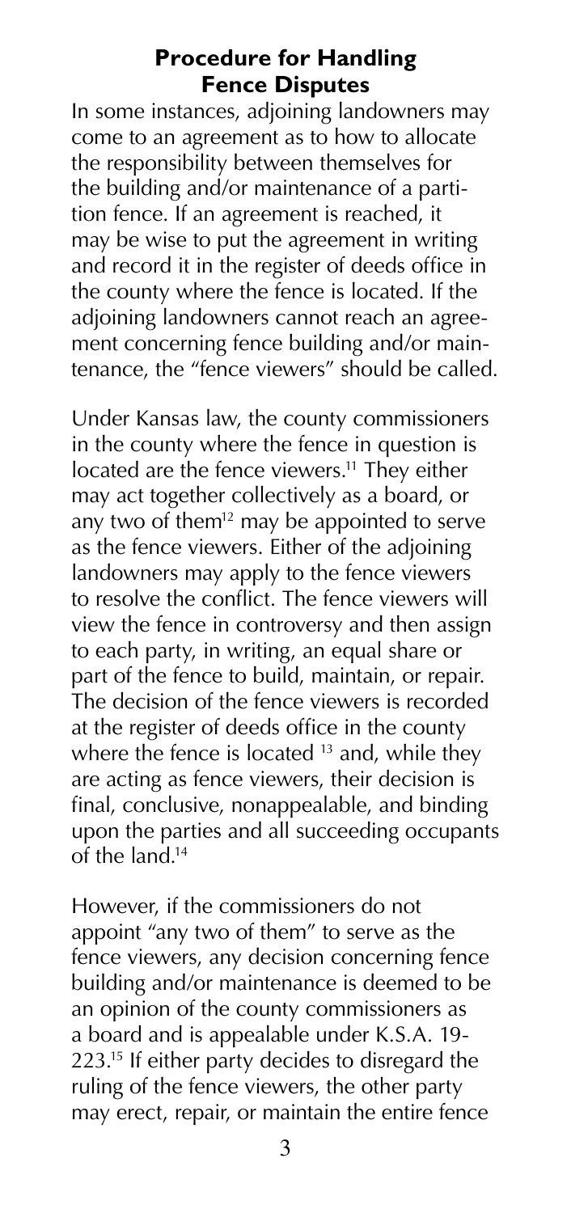## Procedure for Handling Fence Disputes

In some instances, adjoining landowners may come to an agreement as to how to allocate the responsibility between themselves for the building and/or maintenance of a partition fence. If an agreement is reached, it may be wise to put the agreement in writing and record it in the register of deeds office in the county where the fence is located. If the adjoining landowners cannot reach an agreement concerning fence building and/or maintenance, the "fence viewers" should be called.

Under Kansas law, the county commissioners in the county where the fence in question is located are the fence viewers.[11] They either may act together collectively as a board, or any two of them[12] may be appointed to serve as the fence viewers. Either of the adjoining landowners may apply to the fence viewers to resolve the conflict. The fence viewers will view the fence in controversy and then assign to each party, in writing, an equal share or part of the fence to build, maintain, or repair. The decision of the fence viewers is recorded at the register of deeds office in the county where the fence is located [13] and, while they are acting as fence viewers, their decision is final, conclusive, nonappealable, and binding upon the parties and all succeeding occupants of the land.[14]

However, if the commissioners do not appoint "any two of them" to serve as the fence viewers, any decision concerning fence building and/or maintenance is deemed to be an opinion of the county commissioners as a board and is appealable under K.S.A. 19-223.[15] If either party decides to disregard the ruling of the fence viewers, the other party may erect, repair, or maintain the entire fence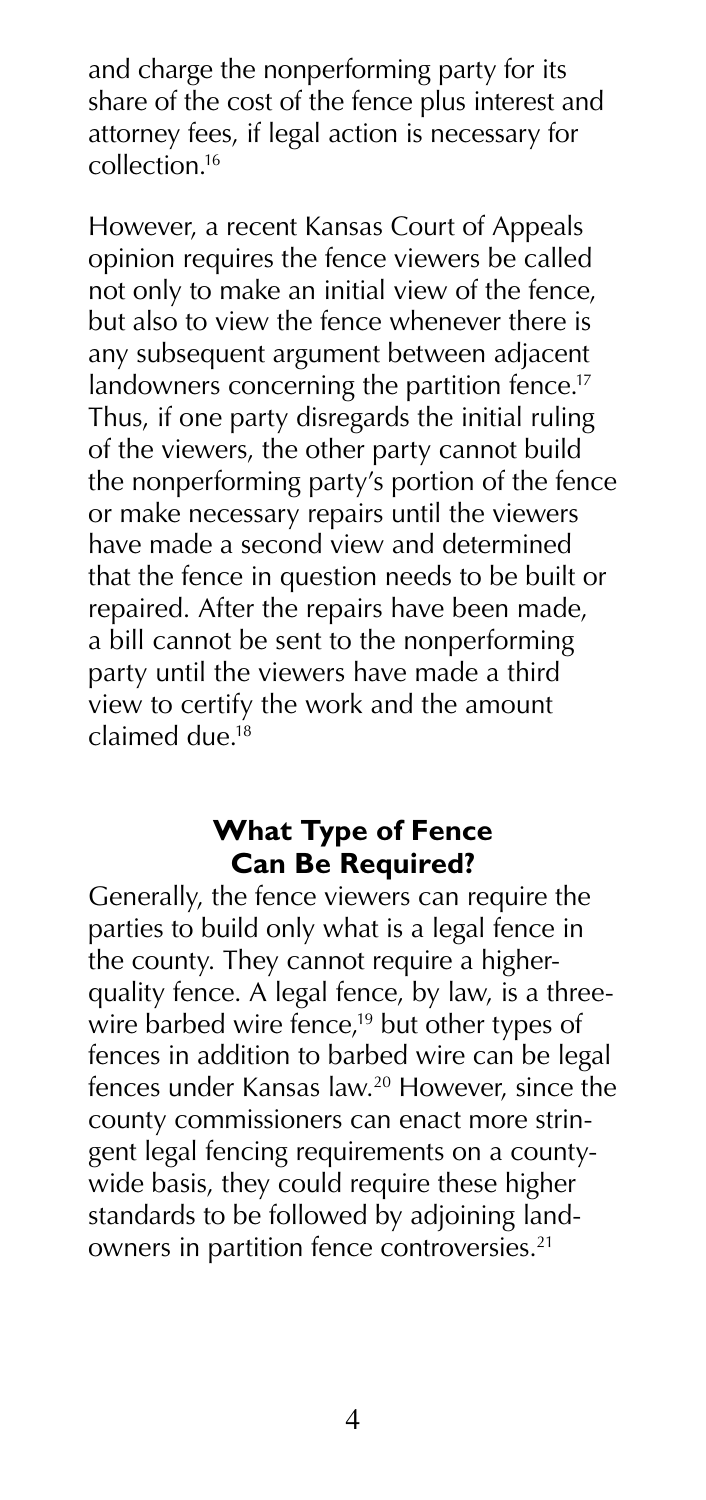and charge the nonperforming party for its share of the cost of the fence plus interest and attorney fees, if legal action is necessary for collection.[16]

However, a recent Kansas Court of Appeals opinion requires the fence viewers be called not only to make an initial view of the fence, but also to view the fence whenever there is any subsequent argument between adjacent landowners concerning the partition fence.[17] Thus, if one party disregards the initial ruling of the viewers, the other party cannot build the nonperforming party's portion of the fence or make necessary repairs until the viewers have made a second view and determined that the fence in question needs to be built or repaired. After the repairs have been made, a bill cannot be sent to the nonperforming party until the viewers have made a third view to certify the work and the amount claimed due.[18]

## What Type of Fence Can Be Required?

Generally, the fence viewers can require the parties to build only what is a legal fence in the county. They cannot require a higher-quality fence. A legal fence, by law, is a three-wire barbed wire fence,[19] but other types of fences in addition to barbed wire can be legal fences under Kansas law.[20] However, since the county commissioners can enact more stringent legal fencing requirements on a county-wide basis, they could require these higher standards to be followed by adjoining landowners in partition fence controversies.[21]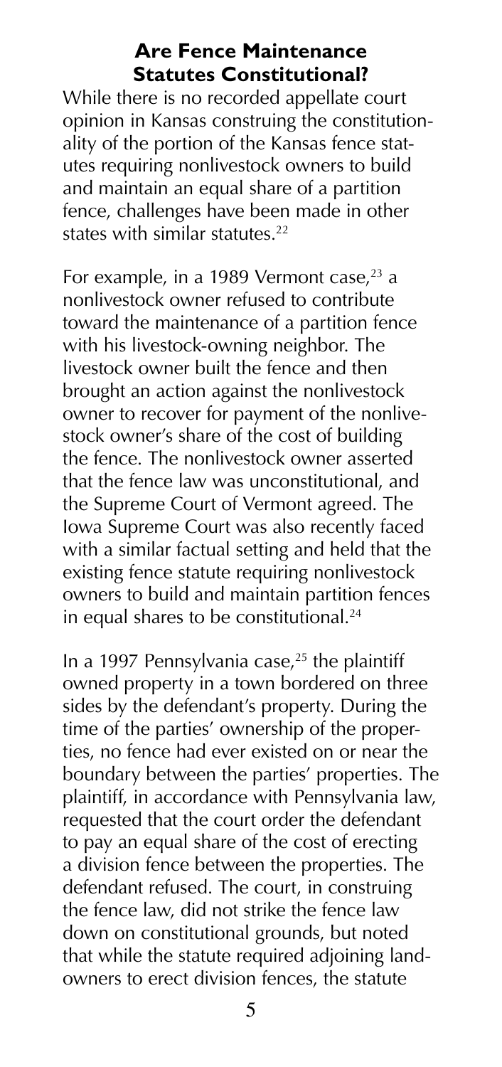## Are Fence Maintenance Statutes Constitutional?

While there is no recorded appellate court opinion in Kansas construing the constitutionality of the portion of the Kansas fence statutes requiring nonlivestock owners to build and maintain an equal share of a partition fence, challenges have been made in other states with similar statutes.[22]

For example, in a 1989 Vermont case,[23] a nonlivestock owner refused to contribute toward the maintenance of a partition fence with his livestock-owning neighbor. The livestock owner built the fence and then brought an action against the nonlivestock owner to recover for payment of the nonlivestock owner's share of the cost of building the fence. The nonlivestock owner asserted that the fence law was unconstitutional, and the Supreme Court of Vermont agreed. The Iowa Supreme Court was also recently faced with a similar factual setting and held that the existing fence statute requiring nonlivestock owners to build and maintain partition fences in equal shares to be constitutional.[24]

In a 1997 Pennsylvania case,[25] the plaintiff owned property in a town bordered on three sides by the defendant's property. During the time of the parties' ownership of the properties, no fence had ever existed on or near the boundary between the parties' properties. The plaintiff, in accordance with Pennsylvania law, requested that the court order the defendant to pay an equal share of the cost of erecting a division fence between the properties. The defendant refused. The court, in construing the fence law, did not strike the fence law down on constitutional grounds, but noted that while the statute required adjoining landowners to erect division fences, the statute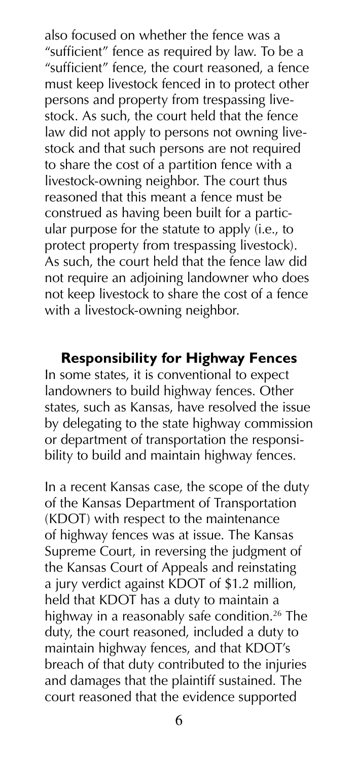also focused on whether the fence was a "sufficient" fence as required by law. To be a "sufficient" fence, the court reasoned, a fence must keep livestock fenced in to protect other persons and property from trespassing livestock. As such, the court held that the fence law did not apply to persons not owning livestock and that such persons are not required to share the cost of a partition fence with a livestock-owning neighbor. The court thus reasoned that this meant a fence must be construed as having been built for a particular purpose for the statute to apply (i.e., to protect property from trespassing livestock). As such, the court held that the fence law did not require an adjoining landowner who does not keep livestock to share the cost of a fence with a livestock-owning neighbor.

### Responsibility for Highway Fences

In some states, it is conventional to expect landowners to build highway fences. Other states, such as Kansas, have resolved the issue by delegating to the state highway commission or department of transportation the responsibility to build and maintain highway fences.

In a recent Kansas case, the scope of the duty of the Kansas Department of Transportation (KDOT) with respect to the maintenance of highway fences was at issue. The Kansas Supreme Court, in reversing the judgment of the Kansas Court of Appeals and reinstating a jury verdict against KDOT of $1.2 million, held that KDOT has a duty to maintain a highway in a reasonably safe condition.[26] The duty, the court reasoned, included a duty to maintain highway fences, and that KDOT's breach of that duty contributed to the injuries and damages that the plaintiff sustained. The court reasoned that the evidence supported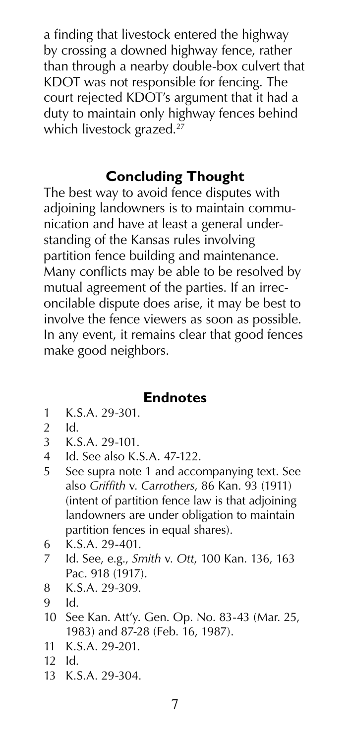a finding that livestock entered the highway by crossing a downed highway fence, rather than through a nearby double-box culvert that KDOT was not responsible for fencing. The court rejected KDOT's argument that it had a duty to maintain only highway fences behind which livestock grazed.[27]

## Concluding Thought

The best way to avoid fence disputes with adjoining landowners is to maintain communication and have at least a general understanding of the Kansas rules involving partition fence building and maintenance. Many conflicts may be able to be resolved by mutual agreement of the parties. If an irreconcilable dispute does arise, it may be best to involve the fence viewers as soon as possible. In any event, it remains clear that good fences make good neighbors.

## Endnotes

1 K.S.A. 29-301.
2 Id.
3 K.S.A. 29-101.
4 Id. See also K.S.A. 47-122.
5 See supra note 1 and accompanying text. See also *Griffith* v. *Carrothers*, 86 Kan. 93 (1911) (intent of partition fence law is that adjoining landowners are under obligation to maintain partition fences in equal shares).
6 K.S.A. 29-401.
7 Id. See, e.g., *Smith* v. *Ott*, 100 Kan. 136, 163 Pac. 918 (1917).
8 K.S.A. 29-309.
9 Id.
10 See Kan. Att'y. Gen. Op. No. 83-43 (Mar. 25, 1983) and 87-28 (Feb. 16, 1987).
11 K.S.A. 29-201.
12 Id.
13 K.S.A. 29-304.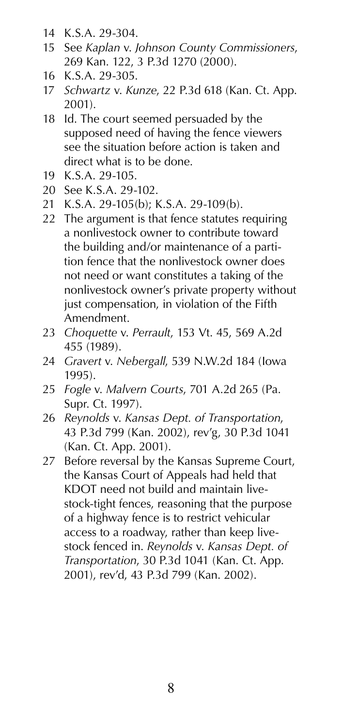14 K.S.A. 29-304.

15 See *Kaplan* v. *Johnson County Commissioners*, 269 Kan. 122, 3 P.3d 1270 (2000).

16 K.S.A. 29-305.

17 *Schwartz* v. *Kunze*, 22 P.3d 618 (Kan. Ct. App. 2001).

18 Id. The court seemed persuaded by the supposed need of having the fence viewers see the situation before action is taken and direct what is to be done.

19 K.S.A. 29-105.

20 See K.S.A. 29-102.

21 K.S.A. 29-105(b); K.S.A. 29-109(b).

22 The argument is that fence statutes requiring a nonlivestock owner to contribute toward the building and/or maintenance of a partition fence that the nonlivestock owner does not need or want constitutes a taking of the nonlivestock owner's private property without just compensation, in violation of the Fifth Amendment.

23 *Choquette* v. *Perrault*, 153 Vt. 45, 569 A.2d 455 (1989).

24 *Gravert* v. *Nebergall*, 539 N.W.2d 184 (Iowa 1995).

25 *Fogle* v. *Malvern Courts*, 701 A.2d 265 (Pa. Supr. Ct. 1997).

26 *Reynolds* v. *Kansas Dept. of Transportation*, 43 P.3d 799 (Kan. 2002), rev'g, 30 P.3d 1041 (Kan. Ct. App. 2001).

27 Before reversal by the Kansas Supreme Court, the Kansas Court of Appeals had held that KDOT need not build and maintain livestock-tight fences, reasoning that the purpose of a highway fence is to restrict vehicular access to a roadway, rather than keep livestock fenced in. *Reynolds* v. *Kansas Dept. of Transportation*, 30 P.3d 1041 (Kan. Ct. App. 2001), rev'd, 43 P.3d 799 (Kan. 2002).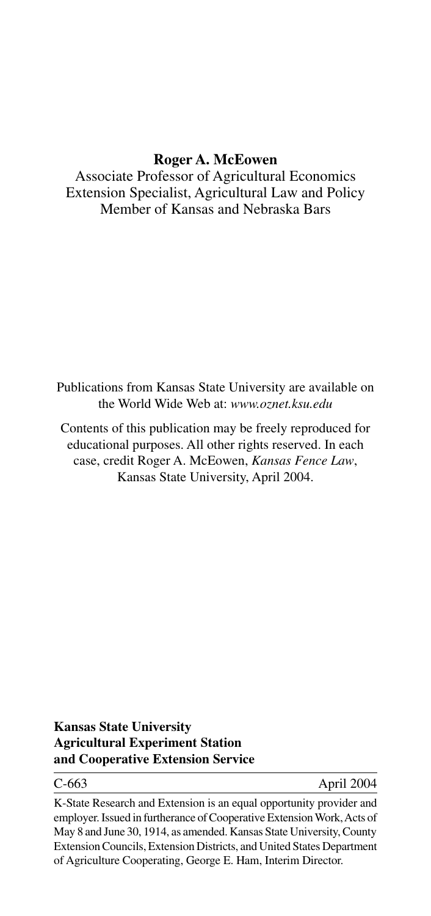**Roger A. McEowen**

Associate Professor of Agricultural Economics
Extension Specialist, Agricultural Law and Policy
Member of Kansas and Nebraska Bars

Publications from Kansas State University are available on the World Wide Web at: *www.oznet.ksu.edu*

Contents of this publication may be freely reproduced for educational purposes. All other rights reserved. In each case, credit Roger A. McEowen, *Kansas Fence Law*, Kansas State University, April 2004.

**Kansas State University**
**Agricultural Experiment Station**
**and Cooperative Extension Service**

C-663 April 2004

K-State Research and Extension is an equal opportunity provider and employer. Issued in furtherance of Cooperative Extension Work, Acts of May 8 and June 30, 1914, as amended. Kansas State University, County Extension Councils, Extension Districts, and United States Department of Agriculture Cooperating, George E. Ham, Interim Director.